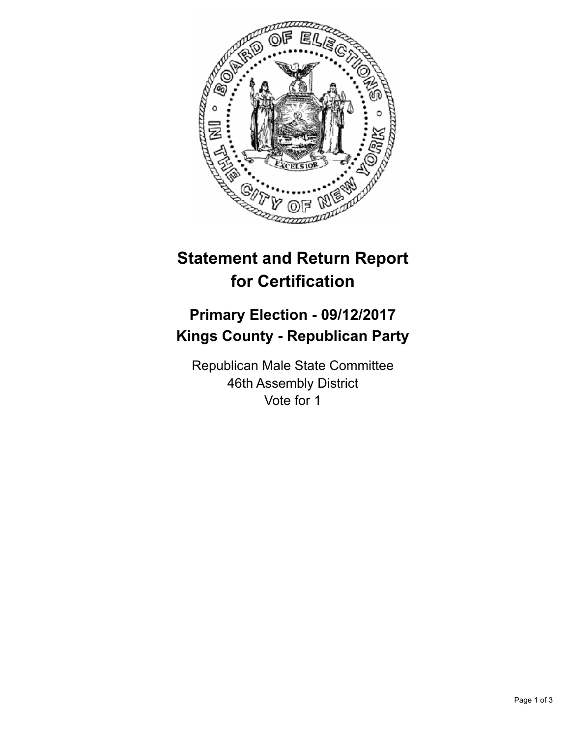# Statement and Return Report for Certification

## Primary Election - 09/12/2017
## Kings County - Republican Party

Republican Male State Committee
46th Assembly District
Vote for 1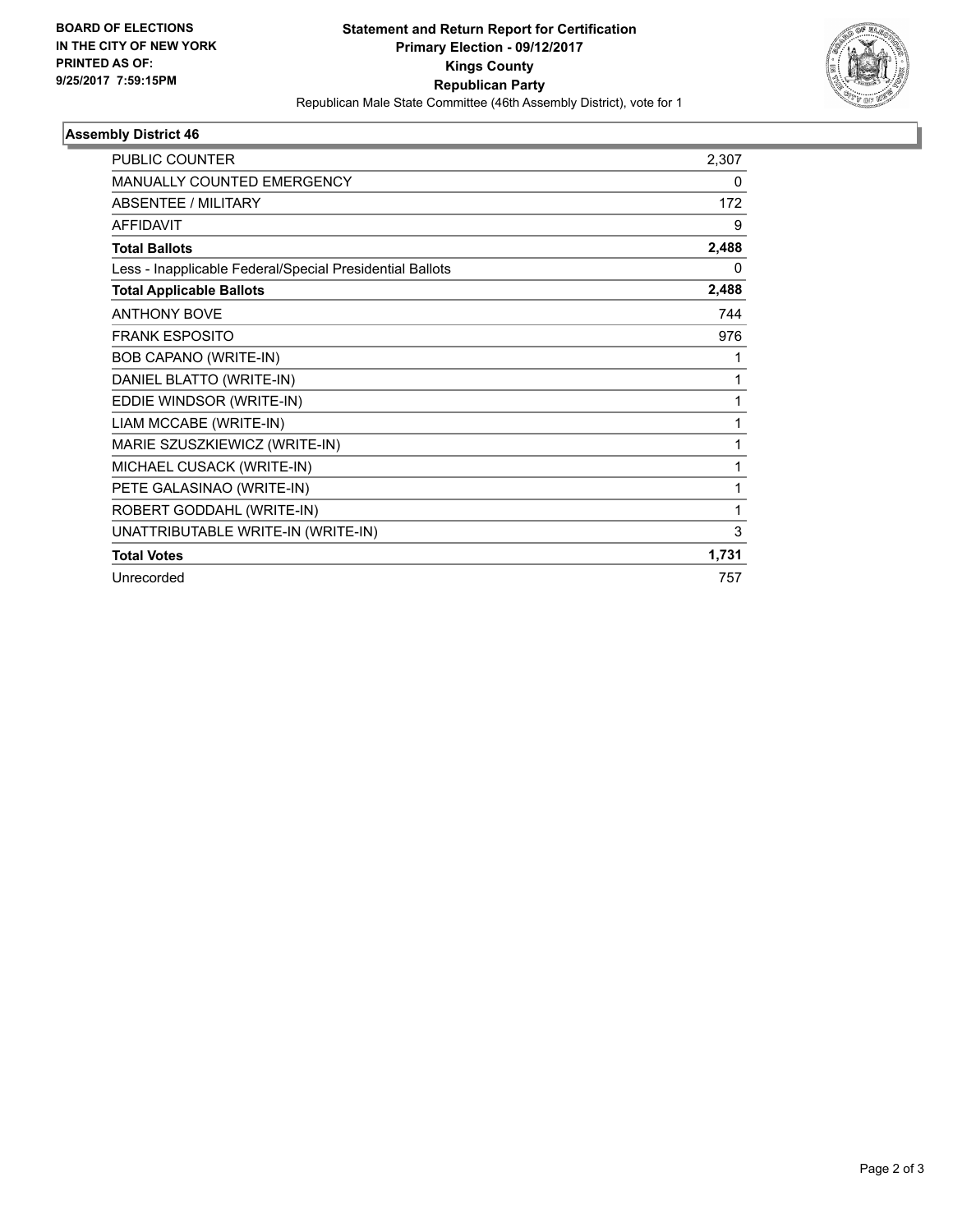**BOARD OF ELECTIONS**
**IN THE CITY OF NEW YORK**
**PRINTED AS OF:**
**9/25/2017 7:59:15PM**

# Statement and Return Report for Certification
## Primary Election - 09/12/2017
## Kings County
## Republican Party

Republican Male State Committee (46th Assembly District), vote for 1

### Assembly District 46

| | |
|---|---|
| PUBLIC COUNTER | 2,307 |
| MANUALLY COUNTED EMERGENCY | 0 |
| ABSENTEE / MILITARY | 172 |
| AFFIDAVIT | 9 |
| **Total Ballots** | **2,488** |
| Less - Inapplicable Federal/Special Presidential Ballots | 0 |
| **Total Applicable Ballots** | **2,488** |
| ANTHONY BOVE | 744 |
| FRANK ESPOSITO | 976 |
| BOB CAPANO (WRITE-IN) | 1 |
| DANIEL BLATTO (WRITE-IN) | 1 |
| EDDIE WINDSOR (WRITE-IN) | 1 |
| LIAM MCCABE (WRITE-IN) | 1 |
| MARIE SZUSZKIEWICZ (WRITE-IN) | 1 |
| MICHAEL CUSACK (WRITE-IN) | 1 |
| PETE GALASINAO (WRITE-IN) | 1 |
| ROBERT GODDAHL (WRITE-IN) | 1 |
| UNATTRIBUTABLE WRITE-IN (WRITE-IN) | 3 |
| **Total Votes** | **1,731** |
| Unrecorded | 757 |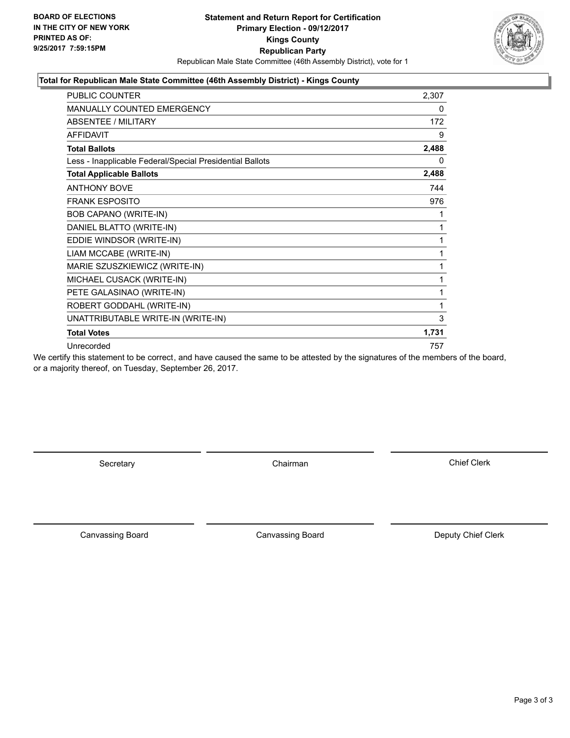**BOARD OF ELECTIONS IN THE CITY OF NEW YORK PRINTED AS OF: 9/25/2017 7:59:15PM**

**Statement and Return Report for Certification**
**Primary Election - 09/12/2017**
**Kings County**
**Republican Party**
Republican Male State Committee (46th Assembly District), vote for 1

**Total for Republican Male State Committee (46th Assembly District) - Kings County**

| | |
|---|---|
| PUBLIC COUNTER | 2,307 |
| MANUALLY COUNTED EMERGENCY | 0 |
| ABSENTEE / MILITARY | 172 |
| AFFIDAVIT | 9 |
| **Total Ballots** | **2,488** |
| Less - Inapplicable Federal/Special Presidential Ballots | 0 |
| **Total Applicable Ballots** | **2,488** |
| ANTHONY BOVE | 744 |
| FRANK ESPOSITO | 976 |
| BOB CAPANO (WRITE-IN) | 1 |
| DANIEL BLATTO (WRITE-IN) | 1 |
| EDDIE WINDSOR (WRITE-IN) | 1 |
| LIAM MCCABE (WRITE-IN) | 1 |
| MARIE SZUSZKIEWICZ (WRITE-IN) | 1 |
| MICHAEL CUSACK (WRITE-IN) | 1 |
| PETE GALASINAO (WRITE-IN) | 1 |
| ROBERT GODDAHL (WRITE-IN) | 1 |
| UNATTRIBUTABLE WRITE-IN (WRITE-IN) | 3 |
| **Total Votes** | **1,731** |
| Unrecorded | 757 |

We certify this statement to be correct, and have caused the same to be attested by the signatures of the members of the board, or a majority thereof, on Tuesday, September 26, 2017.

Secretary

Chairman

Chief Clerk

Canvassing Board

Canvassing Board

Deputy Chief Clerk